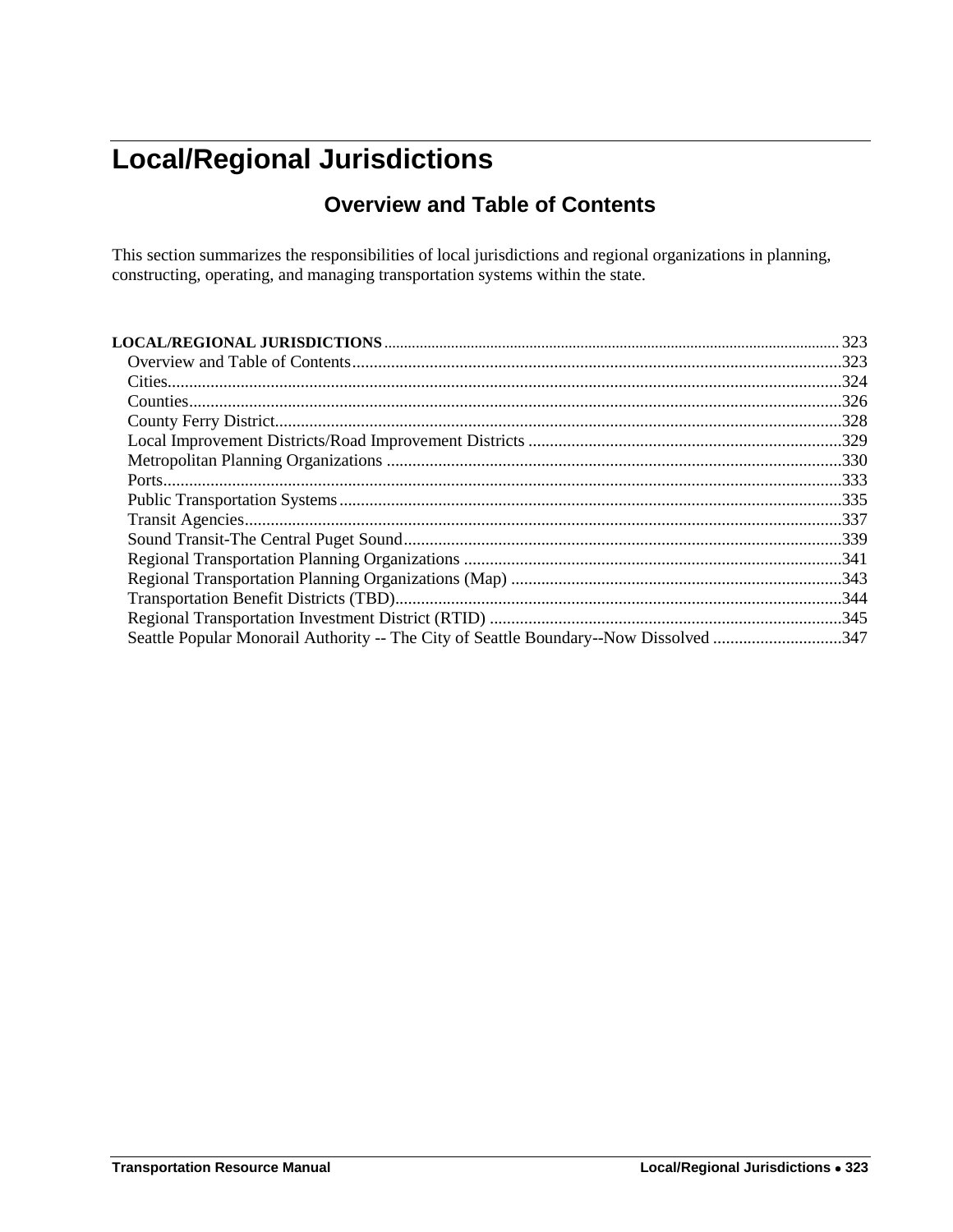# Local/Regional Jurisdictions

## Overview and Table of Contents

This section summarizes the responsibilities of local jurisdictions and regional organizations in planning, constructing, operating, and managing transportation systems within the state.

| | |
|---|---|
| **LOCAL/REGIONAL JURISDICTIONS** | 323 |
| Overview and Table of Contents | 323 |
| Cities | 324 |
| Counties | 326 |
| County Ferry District | 328 |
| Local Improvement Districts/Road Improvement Districts | 329 |
| Metropolitan Planning Organizations | 330 |
| Ports | 333 |
| Public Transportation Systems | 335 |
| Transit Agencies | 337 |
| Sound Transit-The Central Puget Sound | 339 |
| Regional Transportation Planning Organizations | 341 |
| Regional Transportation Planning Organizations (Map) | 343 |
| Transportation Benefit Districts (TBD) | 344 |
| Regional Transportation Investment District (RTID) | 345 |
| Seattle Popular Monorail Authority -- The City of Seattle Boundary--Now Dissolved | 347 |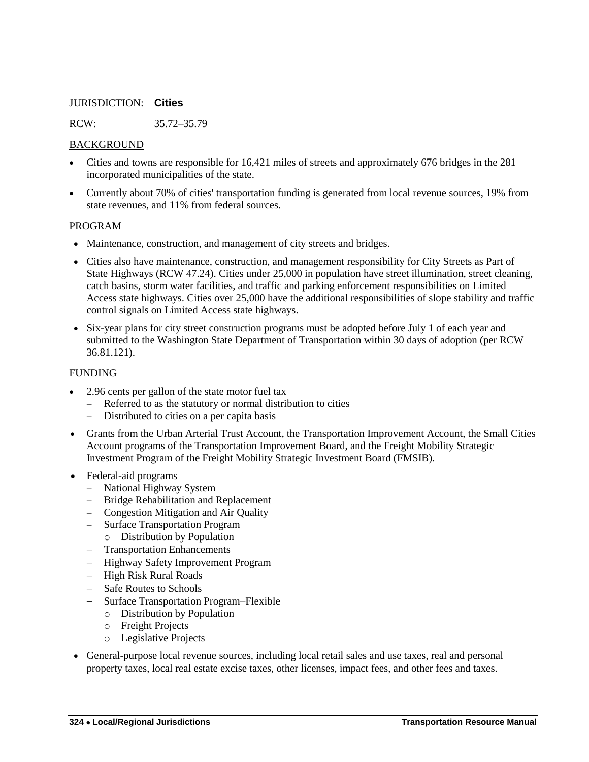JURISDICTION: **Cities**

RCW: 35.72–35.79

BACKGROUND

- Cities and towns are responsible for 16,421 miles of streets and approximately 676 bridges in the 281 incorporated municipalities of the state.
- Currently about 70% of cities' transportation funding is generated from local revenue sources, 19% from state revenues, and 11% from federal sources.

PROGRAM

- Maintenance, construction, and management of city streets and bridges.
- Cities also have maintenance, construction, and management responsibility for City Streets as Part of State Highways (RCW 47.24). Cities under 25,000 in population have street illumination, street cleaning, catch basins, storm water facilities, and traffic and parking enforcement responsibilities on Limited Access state highways. Cities over 25,000 have the additional responsibilities of slope stability and traffic control signals on Limited Access state highways.
- Six-year plans for city street construction programs must be adopted before July 1 of each year and submitted to the Washington State Department of Transportation within 30 days of adoption (per RCW 36.81.121).

FUNDING

- 2.96 cents per gallon of the state motor fuel tax
  - Referred to as the statutory or normal distribution to cities
  - Distributed to cities on a per capita basis
- Grants from the Urban Arterial Trust Account, the Transportation Improvement Account, the Small Cities Account programs of the Transportation Improvement Board, and the Freight Mobility Strategic Investment Program of the Freight Mobility Strategic Investment Board (FMSIB).
- Federal-aid programs
  - National Highway System
  - Bridge Rehabilitation and Replacement
  - Congestion Mitigation and Air Quality
  - Surface Transportation Program
    - Distribution by Population
  - Transportation Enhancements
  - Highway Safety Improvement Program
  - High Risk Rural Roads
  - Safe Routes to Schools
  - Surface Transportation Program–Flexible
    - Distribution by Population
    - Freight Projects
    - Legislative Projects
- General-purpose local revenue sources, including local retail sales and use taxes, real and personal property taxes, local real estate excise taxes, other licenses, impact fees, and other fees and taxes.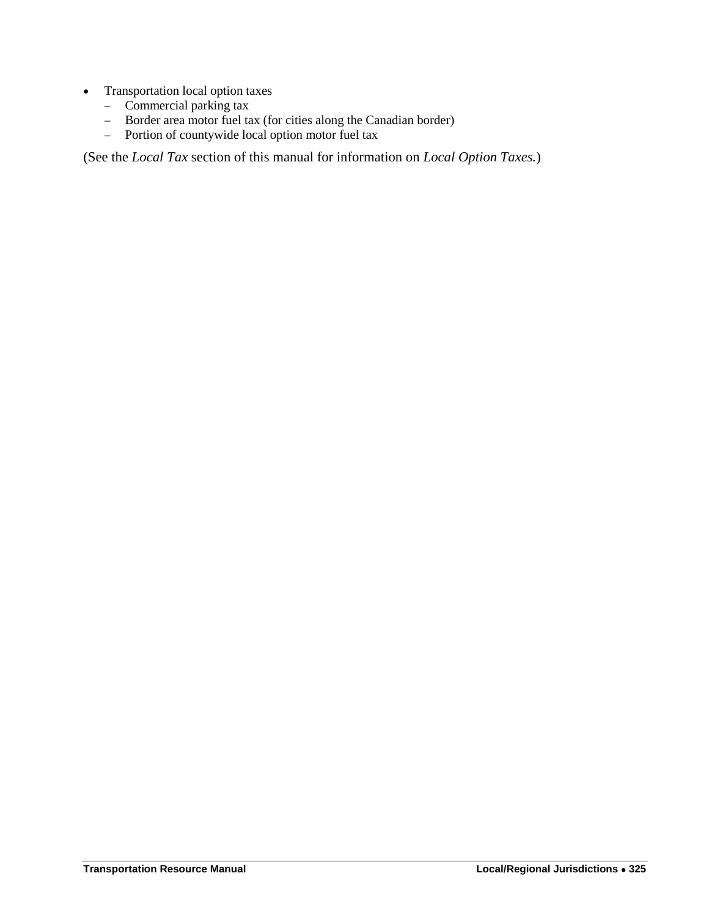- Transportation local option taxes
  - Commercial parking tax
  - Border area motor fuel tax (for cities along the Canadian border)
  - Portion of countywide local option motor fuel tax

(See the *Local Tax* section of this manual for information on *Local Option Taxes.*)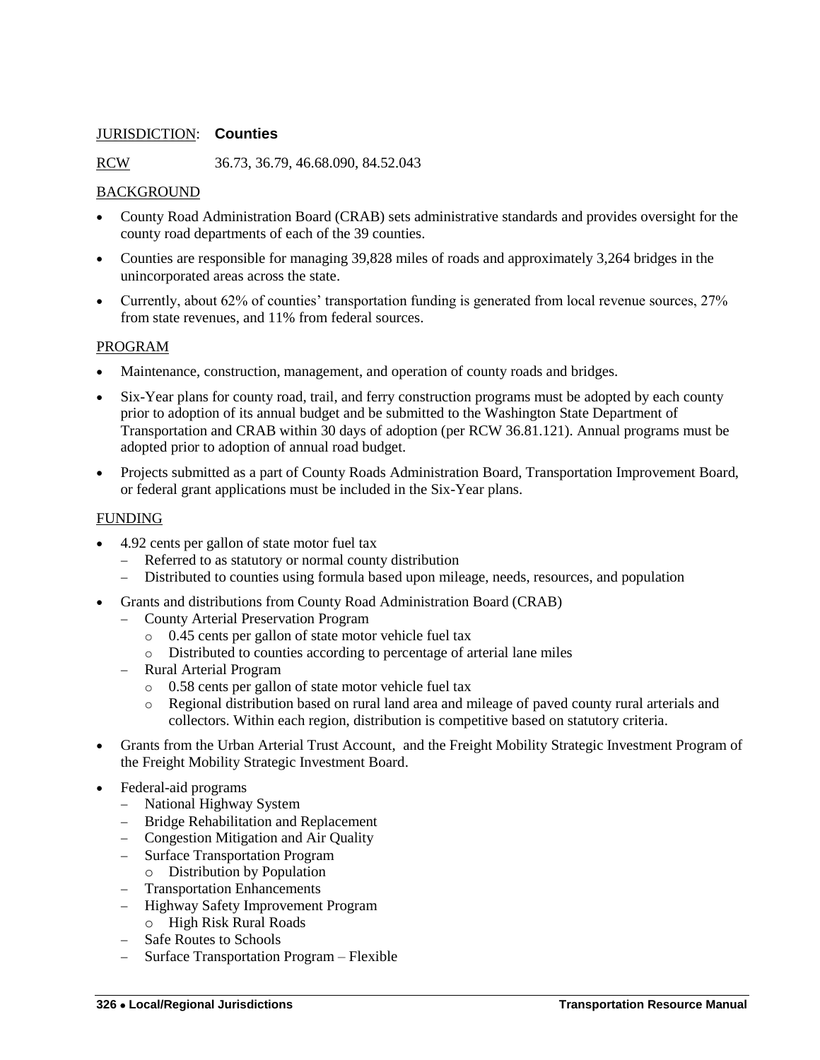JURISDICTION: **Counties**

RCW 36.73, 36.79, 46.68.090, 84.52.043

BACKGROUND

- County Road Administration Board (CRAB) sets administrative standards and provides oversight for the county road departments of each of the 39 counties.
- Counties are responsible for managing 39,828 miles of roads and approximately 3,264 bridges in the unincorporated areas across the state.
- Currently, about 62% of counties' transportation funding is generated from local revenue sources, 27% from state revenues, and 11% from federal sources.

PROGRAM

- Maintenance, construction, management, and operation of county roads and bridges.
- Six-Year plans for county road, trail, and ferry construction programs must be adopted by each county prior to adoption of its annual budget and be submitted to the Washington State Department of Transportation and CRAB within 30 days of adoption (per RCW 36.81.121). Annual programs must be adopted prior to adoption of annual road budget.
- Projects submitted as a part of County Roads Administration Board, Transportation Improvement Board, or federal grant applications must be included in the Six-Year plans.

FUNDING

- 4.92 cents per gallon of state motor fuel tax
  - Referred to as statutory or normal county distribution
  - Distributed to counties using formula based upon mileage, needs, resources, and population
- Grants and distributions from County Road Administration Board (CRAB)
  - County Arterial Preservation Program
    - 0.45 cents per gallon of state motor vehicle fuel tax
    - Distributed to counties according to percentage of arterial lane miles
  - Rural Arterial Program
    - 0.58 cents per gallon of state motor vehicle fuel tax
    - Regional distribution based on rural land area and mileage of paved county rural arterials and collectors. Within each region, distribution is competitive based on statutory criteria.
- Grants from the Urban Arterial Trust Account, and the Freight Mobility Strategic Investment Program of the Freight Mobility Strategic Investment Board.
- Federal-aid programs
  - National Highway System
  - Bridge Rehabilitation and Replacement
  - Congestion Mitigation and Air Quality
  - Surface Transportation Program
    - Distribution by Population
  - Transportation Enhancements
  - Highway Safety Improvement Program
    - High Risk Rural Roads
  - Safe Routes to Schools
  - Surface Transportation Program – Flexible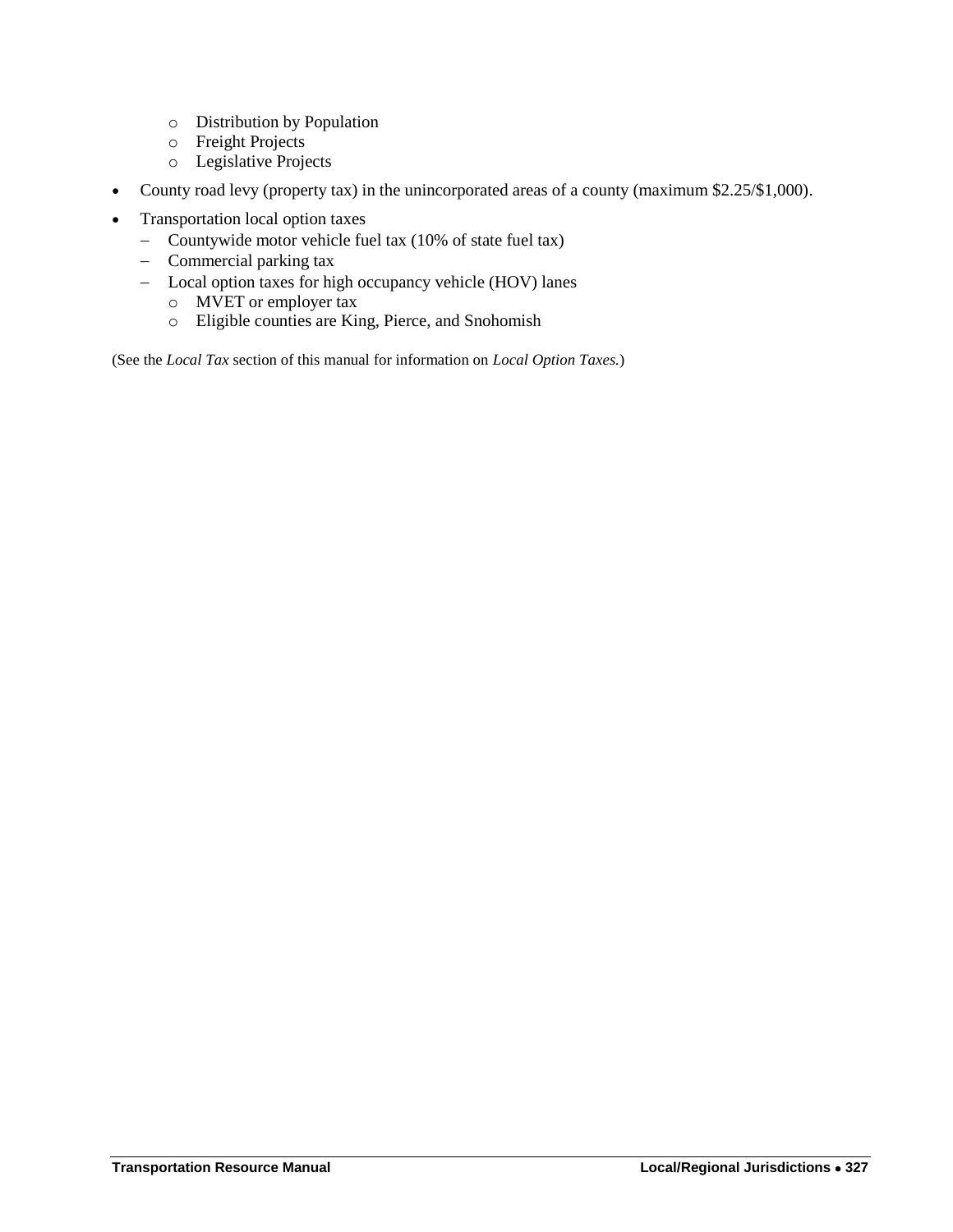- Distribution by Population
    - Freight Projects
    - Legislative Projects

- County road levy (property tax) in the unincorporated areas of a county (maximum $2.25/$1,000).
- Transportation local option taxes
  - Countywide motor vehicle fuel tax (10% of state fuel tax)
  - Commercial parking tax
  - Local option taxes for high occupancy vehicle (HOV) lanes
    - MVET or employer tax
    - Eligible counties are King, Pierce, and Snohomish

(See the *Local Tax* section of this manual for information on *Local Option Taxes.*)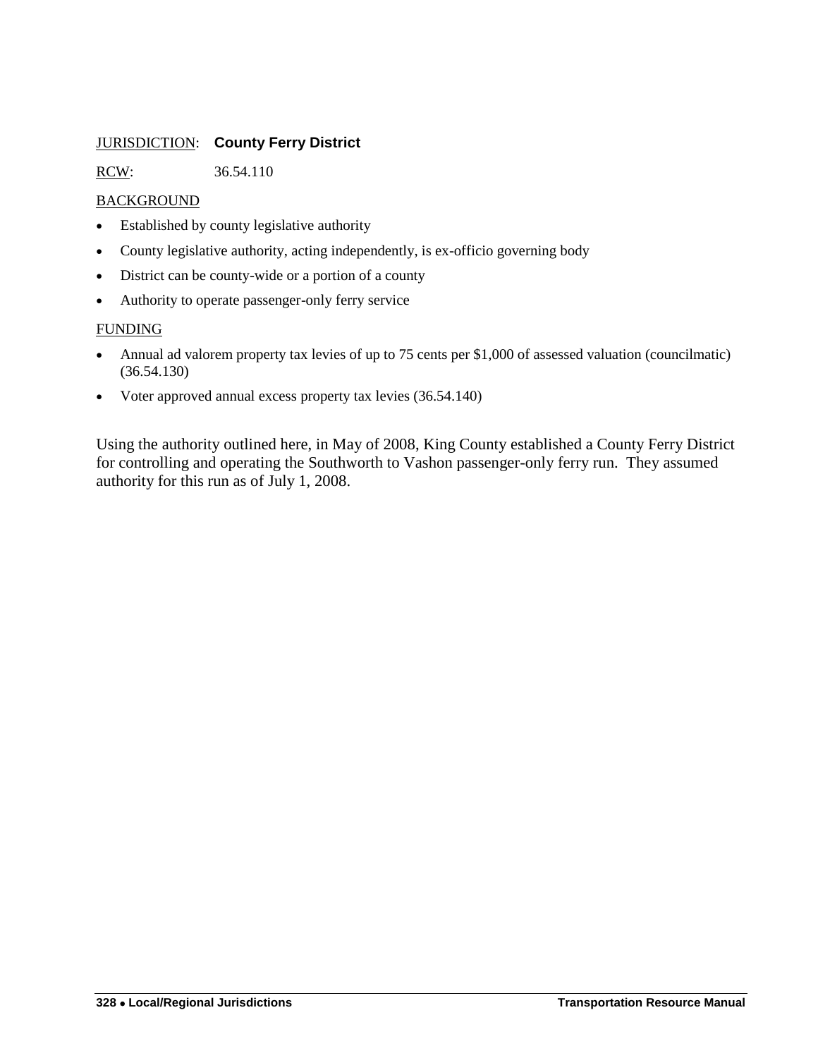JURISDICTION: **County Ferry District**

RCW: 36.54.110

BACKGROUND

- Established by county legislative authority
- County legislative authority, acting independently, is ex-officio governing body
- District can be county-wide or a portion of a county
- Authority to operate passenger-only ferry service

FUNDING

- Annual ad valorem property tax levies of up to 75 cents per $1,000 of assessed valuation (councilmatic) (36.54.130)
- Voter approved annual excess property tax levies (36.54.140)

Using the authority outlined here, in May of 2008, King County established a County Ferry District for controlling and operating the Southworth to Vashon passenger-only ferry run. They assumed authority for this run as of July 1, 2008.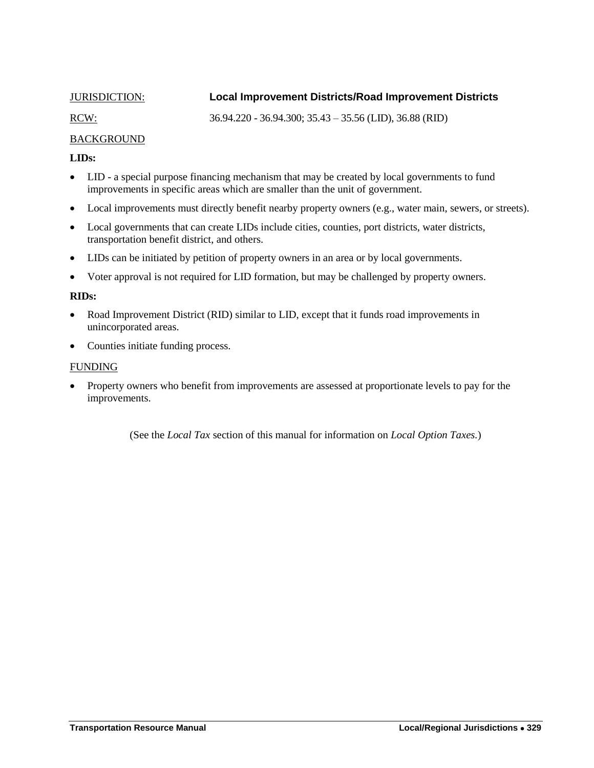JURISDICTION: **Local Improvement Districts/Road Improvement Districts**

RCW: 36.94.220 - 36.94.300; 35.43 – 35.56 (LID), 36.88 (RID)

BACKGROUND

**LIDs:**

- LID - a special purpose financing mechanism that may be created by local governments to fund improvements in specific areas which are smaller than the unit of government.
- Local improvements must directly benefit nearby property owners (e.g., water main, sewers, or streets).
- Local governments that can create LIDs include cities, counties, port districts, water districts, transportation benefit district, and others.
- LIDs can be initiated by petition of property owners in an area or by local governments.
- Voter approval is not required for LID formation, but may be challenged by property owners.

**RIDs:**

- Road Improvement District (RID) similar to LID, except that it funds road improvements in unincorporated areas.
- Counties initiate funding process.

FUNDING

- Property owners who benefit from improvements are assessed at proportionate levels to pay for the improvements.

(See the *Local Tax* section of this manual for information on *Local Option Taxes.*)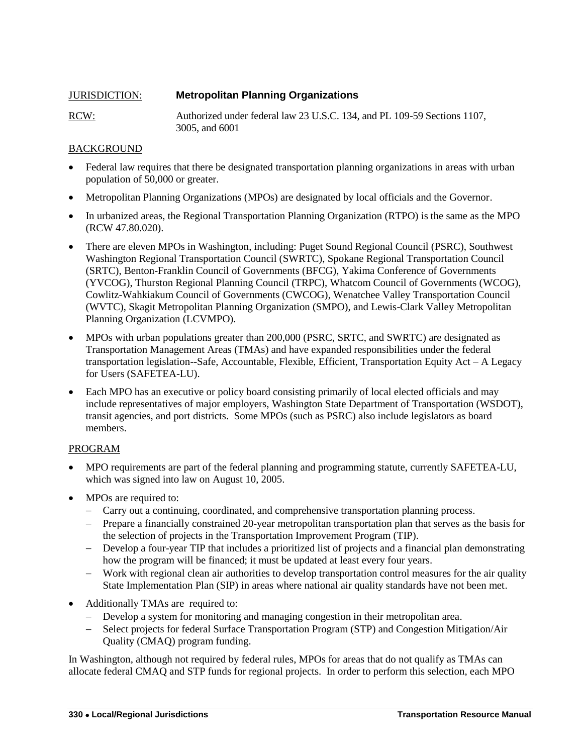JURISDICTION: **Metropolitan Planning Organizations**

RCW: Authorized under federal law 23 U.S.C. 134, and PL 109-59 Sections 1107, 3005, and 6001

BACKGROUND

- Federal law requires that there be designated transportation planning organizations in areas with urban population of 50,000 or greater.
- Metropolitan Planning Organizations (MPOs) are designated by local officials and the Governor.
- In urbanized areas, the Regional Transportation Planning Organization (RTPO) is the same as the MPO (RCW 47.80.020).
- There are eleven MPOs in Washington, including: Puget Sound Regional Council (PSRC), Southwest Washington Regional Transportation Council (SWRTC), Spokane Regional Transportation Council (SRTC), Benton-Franklin Council of Governments (BFCG), Yakima Conference of Governments (YVCOG), Thurston Regional Planning Council (TRPC), Whatcom Council of Governments (WCOG), Cowlitz-Wahkiakum Council of Governments (CWCOG), Wenatchee Valley Transportation Council (WVTC), Skagit Metropolitan Planning Organization (SMPO), and Lewis-Clark Valley Metropolitan Planning Organization (LCVMPO).
- MPOs with urban populations greater than 200,000 (PSRC, SRTC, and SWRTC) are designated as Transportation Management Areas (TMAs) and have expanded responsibilities under the federal transportation legislation--Safe, Accountable, Flexible, Efficient, Transportation Equity Act – A Legacy for Users (SAFETEA-LU).
- Each MPO has an executive or policy board consisting primarily of local elected officials and may include representatives of major employers, Washington State Department of Transportation (WSDOT), transit agencies, and port districts. Some MPOs (such as PSRC) also include legislators as board members.

PROGRAM

- MPO requirements are part of the federal planning and programming statute, currently SAFETEA-LU, which was signed into law on August 10, 2005.
- MPOs are required to:
  - Carry out a continuing, coordinated, and comprehensive transportation planning process.
  - Prepare a financially constrained 20-year metropolitan transportation plan that serves as the basis for the selection of projects in the Transportation Improvement Program (TIP).
  - Develop a four-year TIP that includes a prioritized list of projects and a financial plan demonstrating how the program will be financed; it must be updated at least every four years.
  - Work with regional clean air authorities to develop transportation control measures for the air quality State Implementation Plan (SIP) in areas where national air quality standards have not been met.
- Additionally TMAs are required to:
  - Develop a system for monitoring and managing congestion in their metropolitan area.
  - Select projects for federal Surface Transportation Program (STP) and Congestion Mitigation/Air Quality (CMAQ) program funding.

In Washington, although not required by federal rules, MPOs for areas that do not qualify as TMAs can allocate federal CMAQ and STP funds for regional projects. In order to perform this selection, each MPO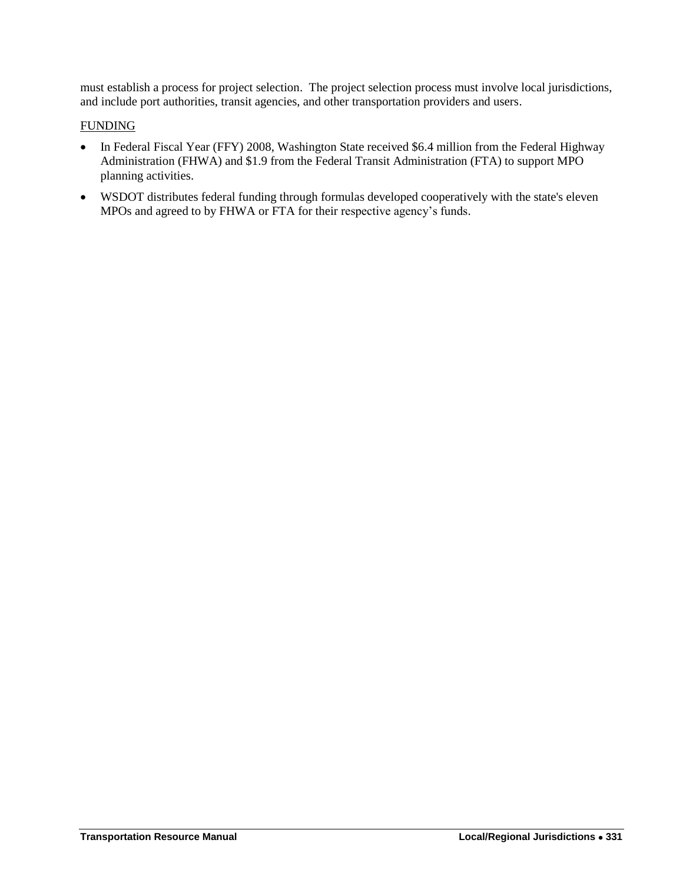must establish a process for project selection.  The project selection process must involve local jurisdictions, and include port authorities, transit agencies, and other transportation providers and users.

<u>FUNDING</u>

- In Federal Fiscal Year (FFY) 2008, Washington State received $6.4 million from the Federal Highway Administration (FHWA) and $1.9 from the Federal Transit Administration (FTA) to support MPO planning activities.
- WSDOT distributes federal funding through formulas developed cooperatively with the state's eleven MPOs and agreed to by FHWA or FTA for their respective agency's funds.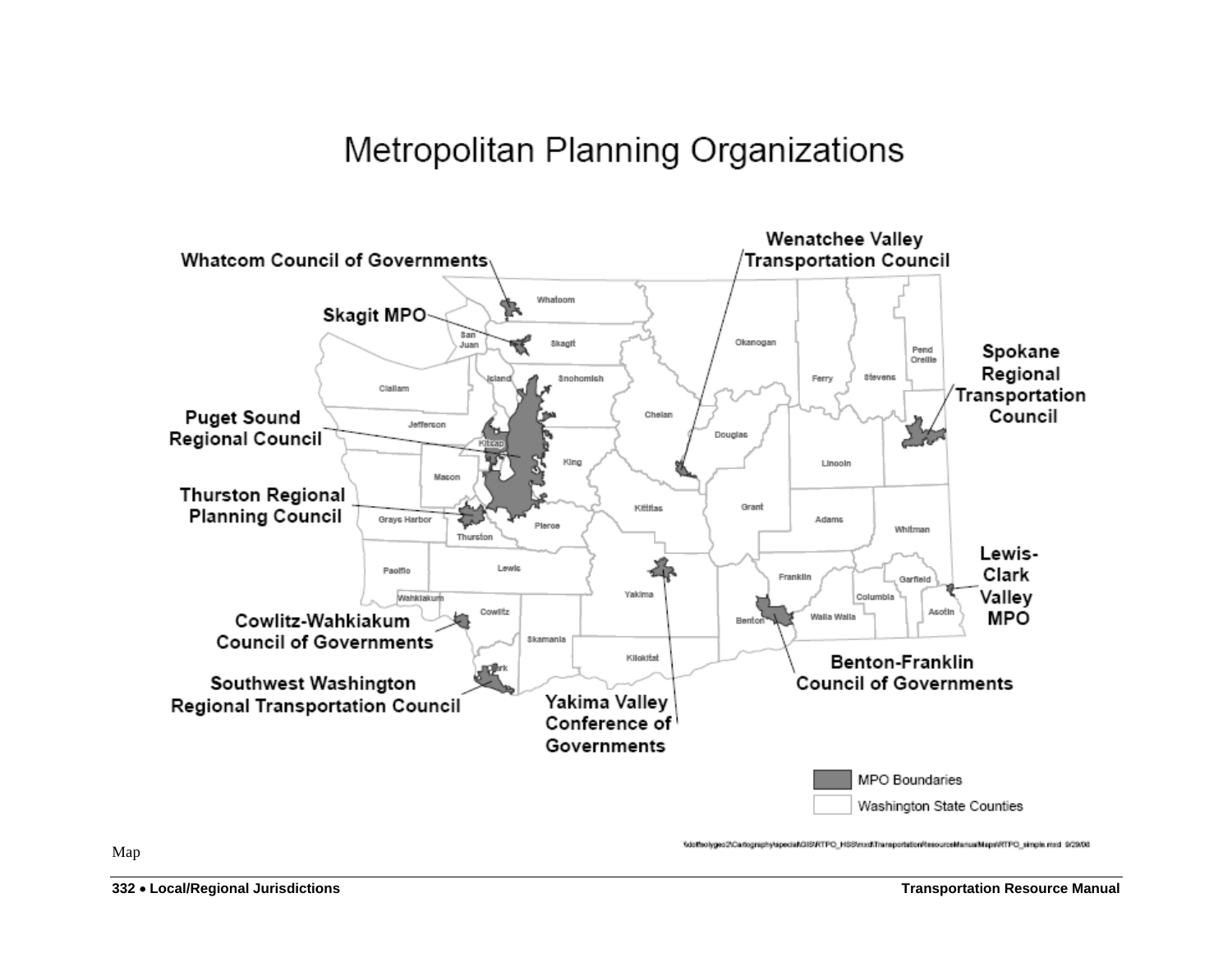# Metropolitan Planning Organizations

Whatcom Council of Governments

Skagit MPO

Puget Sound Regional Council

Thurston Regional Planning Council

Cowlitz-Wahkiakum Council of Governments

Southwest Washington Regional Transportation Council

Yakima Valley Conference of Governments

Benton-Franklin Council of Governments

Lewis-Clark Valley MPO

Spokane Regional Transportation Council

Wenatchee Valley Transportation Council

Whatcom, San Juan, Skagit, Island, Snohomish, Clallam, Jefferson, Kitsap, King, Mason, Grays Harbor, Thurston, Pierce, Pacific, Lewis, Wahkiakum, Cowlitz, Clark, Skamania, Okanogan, Ferry, Stevens, Pend Oreille, Chelan, Douglas, Lincoln, Spokane, Kittitas, Grant, Adams, Whitman, Yakima, Franklin, Garfield, Columbia, Benton, Walla Walla, Asotin, Klickitat

MPO Boundaries

Washington State Counties

\\dotfsolygeo2\Cartography\special\GIS\RTPO_HSS\mxd\TransportationResourceManualMaps\RTPO_simple.mxd 9/29/08

Map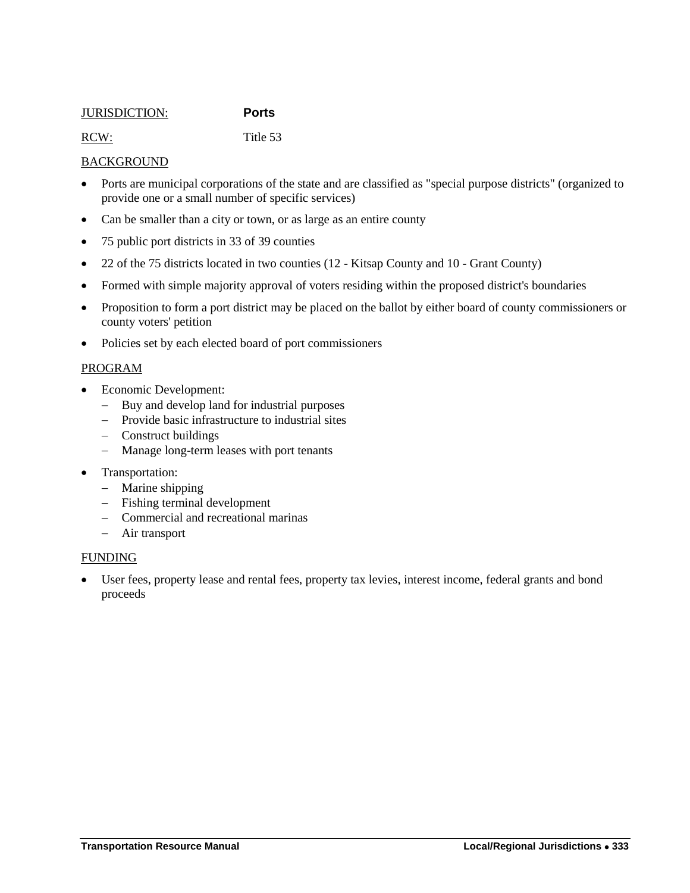JURISDICTION: **Ports**

RCW: Title 53

BACKGROUND

- Ports are municipal corporations of the state and are classified as "special purpose districts" (organized to provide one or a small number of specific services)
- Can be smaller than a city or town, or as large as an entire county
- 75 public port districts in 33 of 39 counties
- 22 of the 75 districts located in two counties (12 - Kitsap County and 10 - Grant County)
- Formed with simple majority approval of voters residing within the proposed district's boundaries
- Proposition to form a port district may be placed on the ballot by either board of county commissioners or county voters' petition
- Policies set by each elected board of port commissioners

PROGRAM

- Economic Development:
  - Buy and develop land for industrial purposes
  - Provide basic infrastructure to industrial sites
  - Construct buildings
  - Manage long-term leases with port tenants
- Transportation:
  - Marine shipping
  - Fishing terminal development
  - Commercial and recreational marinas
  - Air transport

FUNDING

- User fees, property lease and rental fees, property tax levies, interest income, federal grants and bond proceeds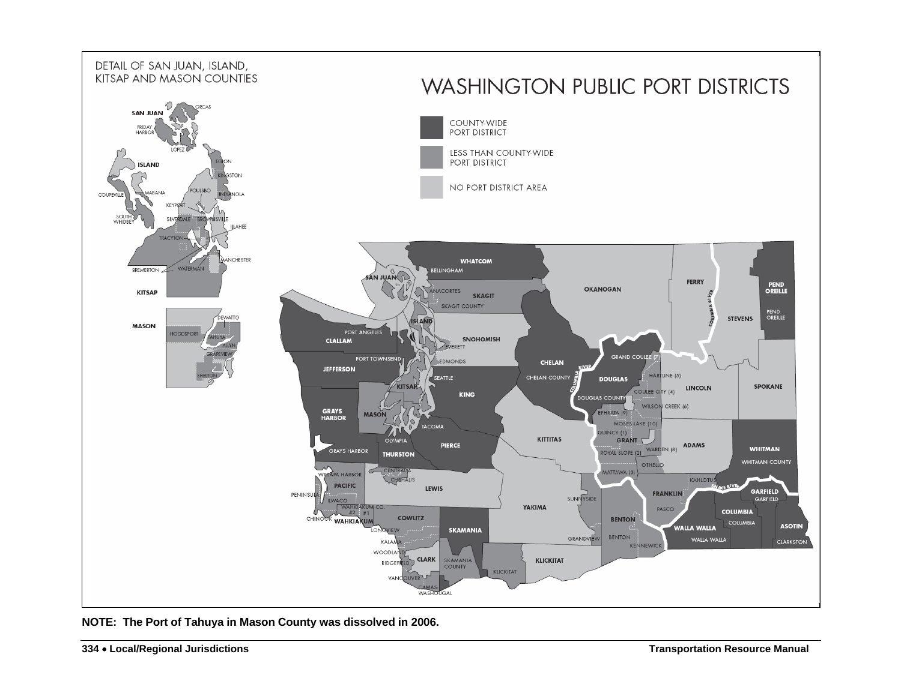# WASHINGTON PUBLIC PORT DISTRICTS

DETAIL OF SAN JUAN, ISLAND, KITSAP AND MASON COUNTIES

- COUNTY-WIDE PORT DISTRICT
- LESS THAN COUNTY-WIDE PORT DISTRICT
- NO PORT DISTRICT AREA

**NOTE: The Port of Tahuya in Mason County was dissolved in 2006.**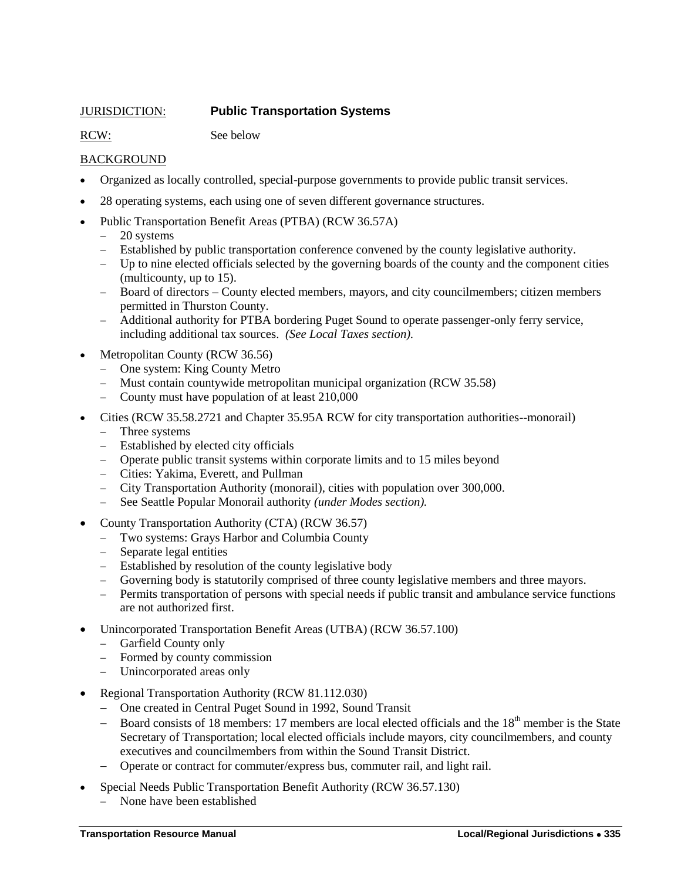JURISDICTION: **Public Transportation Systems**

RCW: See below

BACKGROUND

- Organized as locally controlled, special-purpose governments to provide public transit services.
- 28 operating systems, each using one of seven different governance structures.
- Public Transportation Benefit Areas (PTBA) (RCW 36.57A)
  - 20 systems
  - Established by public transportation conference convened by the county legislative authority.
  - Up to nine elected officials selected by the governing boards of the county and the component cities (multicounty, up to 15).
  - Board of directors – County elected members, mayors, and city councilmembers; citizen members permitted in Thurston County.
  - Additional authority for PTBA bordering Puget Sound to operate passenger-only ferry service, including additional tax sources. *(See Local Taxes section).*
- Metropolitan County (RCW 36.56)
  - One system: King County Metro
  - Must contain countywide metropolitan municipal organization (RCW 35.58)
  - County must have population of at least 210,000
- Cities (RCW 35.58.2721 and Chapter 35.95A RCW for city transportation authorities--monorail)
  - Three systems
  - Established by elected city officials
  - Operate public transit systems within corporate limits and to 15 miles beyond
  - Cities: Yakima, Everett, and Pullman
  - City Transportation Authority (monorail), cities with population over 300,000.
  - See Seattle Popular Monorail authority *(under Modes section).*
- County Transportation Authority (CTA) (RCW 36.57)
  - Two systems: Grays Harbor and Columbia County
  - Separate legal entities
  - Established by resolution of the county legislative body
  - Governing body is statutorily comprised of three county legislative members and three mayors.
  - Permits transportation of persons with special needs if public transit and ambulance service functions are not authorized first.
- Unincorporated Transportation Benefit Areas (UTBA) (RCW 36.57.100)
  - Garfield County only
  - Formed by county commission
  - Unincorporated areas only
- Regional Transportation Authority (RCW 81.112.030)
  - One created in Central Puget Sound in 1992, Sound Transit
  - Board consists of 18 members: 17 members are local elected officials and the 18th member is the State Secretary of Transportation; local elected officials include mayors, city councilmembers, and county executives and councilmembers from within the Sound Transit District.
  - Operate or contract for commuter/express bus, commuter rail, and light rail.
- Special Needs Public Transportation Benefit Authority (RCW 36.57.130)
  - None have been established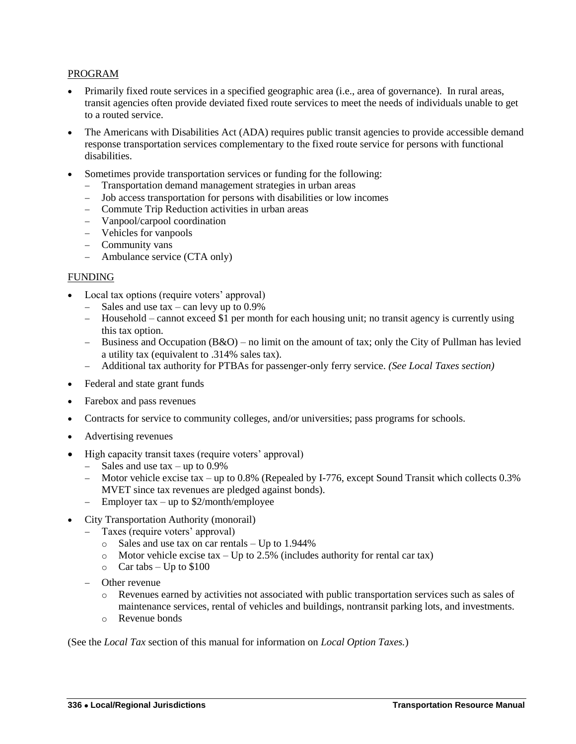PROGRAM

- Primarily fixed route services in a specified geographic area (i.e., area of governance). In rural areas, transit agencies often provide deviated fixed route services to meet the needs of individuals unable to get to a routed service.
- The Americans with Disabilities Act (ADA) requires public transit agencies to provide accessible demand response transportation services complementary to the fixed route service for persons with functional disabilities.
- Sometimes provide transportation services or funding for the following:
  - Transportation demand management strategies in urban areas
  - Job access transportation for persons with disabilities or low incomes
  - Commute Trip Reduction activities in urban areas
  - Vanpool/carpool coordination
  - Vehicles for vanpools
  - Community vans
  - Ambulance service (CTA only)

FUNDING

- Local tax options (require voters' approval)
  - Sales and use tax – can levy up to 0.9%
  - Household – cannot exceed $1 per month for each housing unit; no transit agency is currently using this tax option.
  - Business and Occupation (B&O) – no limit on the amount of tax; only the City of Pullman has levied a utility tax (equivalent to .314% sales tax).
  - Additional tax authority for PTBAs for passenger-only ferry service. *(See Local Taxes section)*
- Federal and state grant funds
- Farebox and pass revenues
- Contracts for service to community colleges, and/or universities; pass programs for schools.
- Advertising revenues
- High capacity transit taxes (require voters' approval)
  - Sales and use tax – up to 0.9%
  - Motor vehicle excise tax – up to 0.8% (Repealed by I-776, except Sound Transit which collects 0.3% MVET since tax revenues are pledged against bonds).
  - Employer tax – up to $2/month/employee
- City Transportation Authority (monorail)
  - Taxes (require voters' approval)
    - Sales and use tax on car rentals – Up to 1.944%
    - Motor vehicle excise tax – Up to 2.5% (includes authority for rental car tax)
    - Car tabs – Up to $100
  - Other revenue
    - Revenues earned by activities not associated with public transportation services such as sales of maintenance services, rental of vehicles and buildings, nontransit parking lots, and investments.
    - Revenue bonds

(See the *Local Tax* section of this manual for information on *Local Option Taxes.*)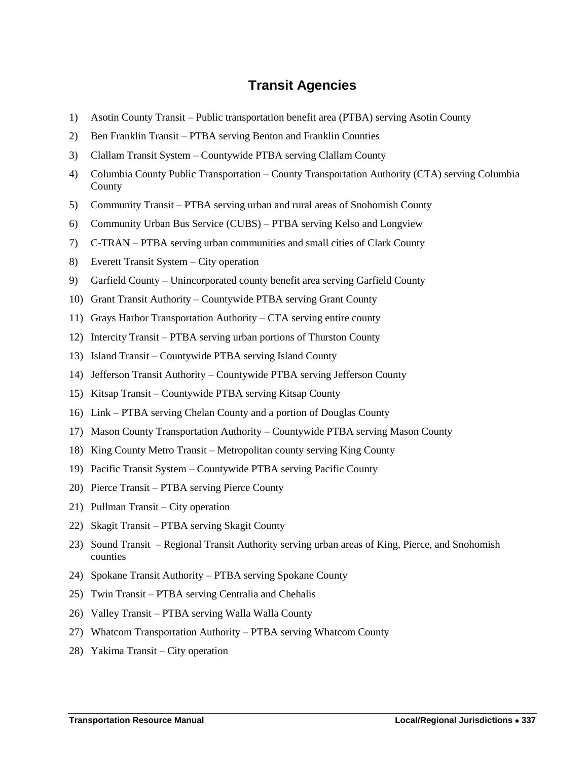## Transit Agencies

1) Asotin County Transit – Public transportation benefit area (PTBA) serving Asotin County
2) Ben Franklin Transit – PTBA serving Benton and Franklin Counties
3) Clallam Transit System – Countywide PTBA serving Clallam County
4) Columbia County Public Transportation – County Transportation Authority (CTA) serving Columbia County
5) Community Transit – PTBA serving urban and rural areas of Snohomish County
6) Community Urban Bus Service (CUBS) – PTBA serving Kelso and Longview
7) C-TRAN – PTBA serving urban communities and small cities of Clark County
8) Everett Transit System – City operation
9) Garfield County – Unincorporated county benefit area serving Garfield County
10) Grant Transit Authority – Countywide PTBA serving Grant County
11) Grays Harbor Transportation Authority – CTA serving entire county
12) Intercity Transit – PTBA serving urban portions of Thurston County
13) Island Transit – Countywide PTBA serving Island County
14) Jefferson Transit Authority – Countywide PTBA serving Jefferson County
15) Kitsap Transit – Countywide PTBA serving Kitsap County
16) Link – PTBA serving Chelan County and a portion of Douglas County
17) Mason County Transportation Authority – Countywide PTBA serving Mason County
18) King County Metro Transit – Metropolitan county serving King County
19) Pacific Transit System – Countywide PTBA serving Pacific County
20) Pierce Transit – PTBA serving Pierce County
21) Pullman Transit – City operation
22) Skagit Transit – PTBA serving Skagit County
23) Sound Transit – Regional Transit Authority serving urban areas of King, Pierce, and Snohomish counties
24) Spokane Transit Authority – PTBA serving Spokane County
25) Twin Transit – PTBA serving Centralia and Chehalis
26) Valley Transit – PTBA serving Walla Walla County
27) Whatcom Transportation Authority – PTBA serving Whatcom County
28) Yakima Transit – City operation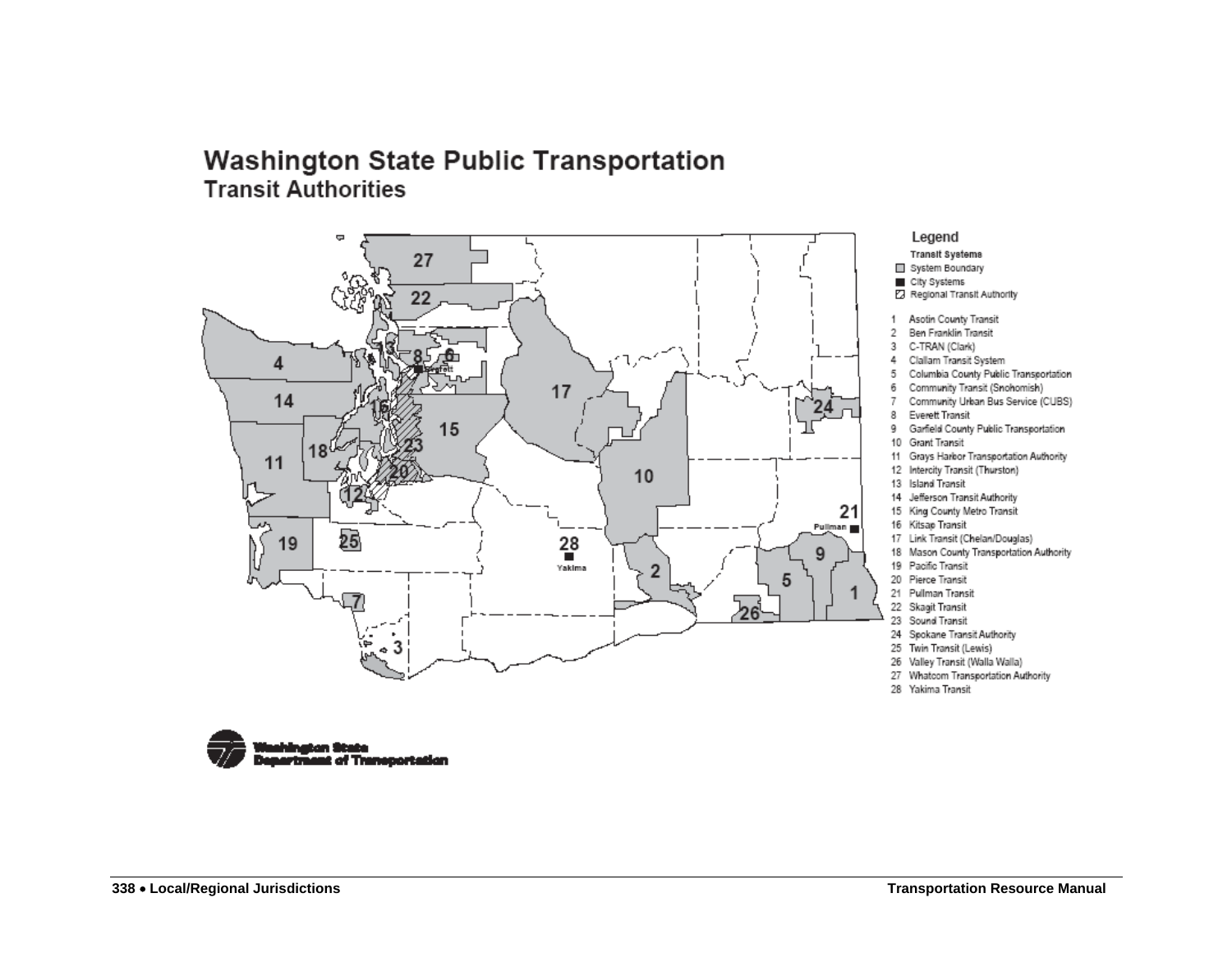# Washington State Public Transportation

## Transit Authorities

**Legend**

**Transit Systems**

- System Boundary
- City Systems
- Regional Transit Authority

1. Asotin County Transit
2. Ben Franklin Transit
3. C-TRAN (Clark)
4. Clallam Transit System
5. Columbia County Public Transportation
6. Community Transit (Snohomish)
7. Community Urban Bus Service (CUBS)
8. Everett Transit
9. Garfield County Public Transportation
10. Grant Transit
11. Grays Harbor Transportation Authority
12. Intercity Transit (Thurston)
13. Island Transit
14. Jefferson Transit Authority
15. King County Metro Transit
16. Kitsap Transit
17. Link Transit (Chelan/Douglas)
18. Mason County Transportation Authority
19. Pacific Transit
20. Pierce Transit
21. Pullman Transit
22. Skagit Transit
23. Sound Transit
24. Spokane Transit Authority
25. Twin Transit (Lewis)
26. Valley Transit (Walla Walla)
27. Whatcom Transportation Authority
28. Yakima Transit

Washington State Department of Transportation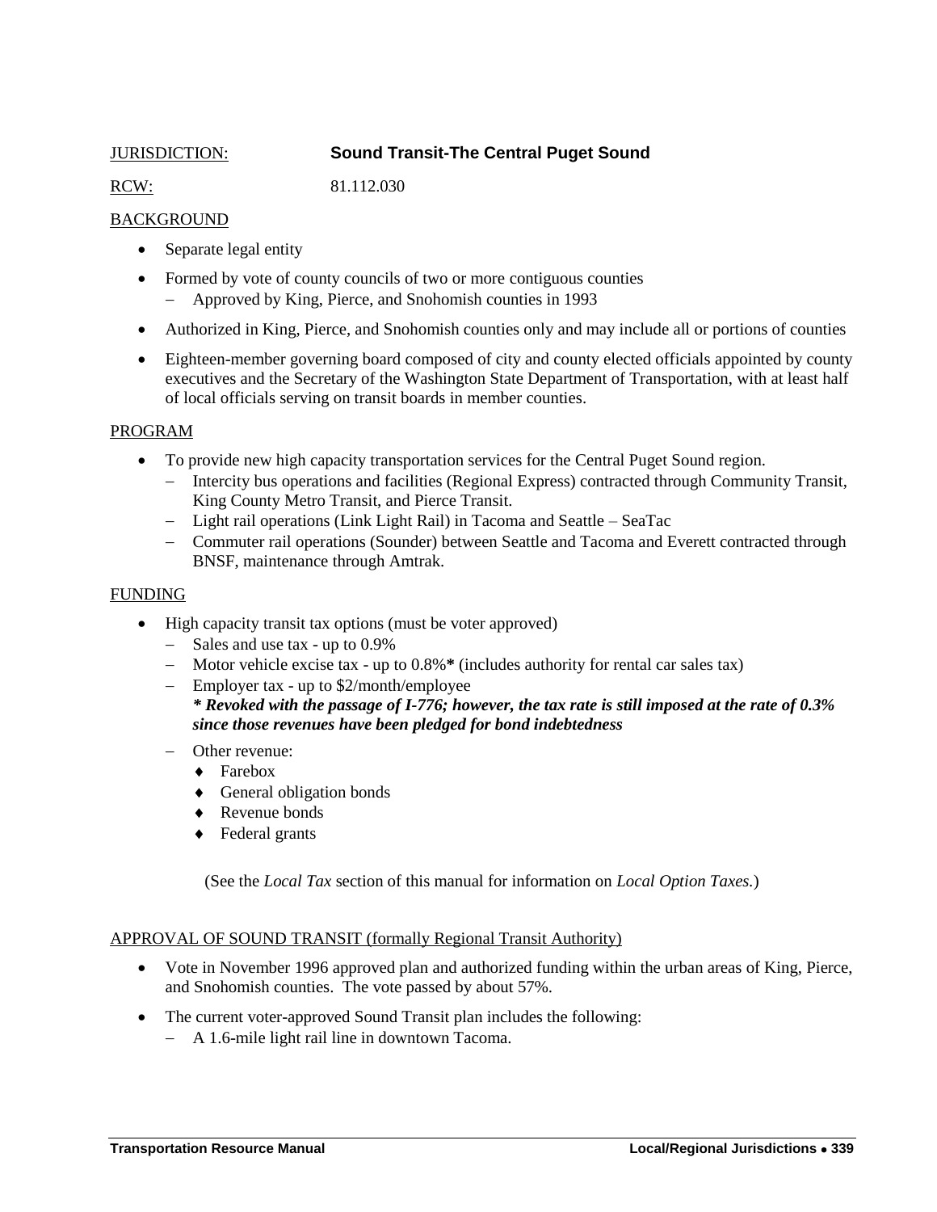JURISDICTION: **Sound Transit-The Central Puget Sound**

RCW: 81.112.030

BACKGROUND

- Separate legal entity
- Formed by vote of county councils of two or more contiguous counties
  - Approved by King, Pierce, and Snohomish counties in 1993
- Authorized in King, Pierce, and Snohomish counties only and may include all or portions of counties
- Eighteen-member governing board composed of city and county elected officials appointed by county executives and the Secretary of the Washington State Department of Transportation, with at least half of local officials serving on transit boards in member counties.

PROGRAM

- To provide new high capacity transportation services for the Central Puget Sound region.
  - Intercity bus operations and facilities (Regional Express) contracted through Community Transit, King County Metro Transit, and Pierce Transit.
  - Light rail operations (Link Light Rail) in Tacoma and Seattle – SeaTac
  - Commuter rail operations (Sounder) between Seattle and Tacoma and Everett contracted through BNSF, maintenance through Amtrak.

FUNDING

- High capacity transit tax options (must be voter approved)
  - Sales and use tax - up to 0.9%
  - Motor vehicle excise tax - up to 0.8%**\*** (includes authority for rental car sales tax)
  - Employer tax - up to $2/month/employee
    ***\* Revoked with the passage of I-776; however, the tax rate is still imposed at the rate of 0.3% since those revenues have been pledged for bond indebtedness***
  - Other revenue:
    - Farebox
    - General obligation bonds
    - Revenue bonds
    - Federal grants

(See the *Local Tax* section of this manual for information on *Local Option Taxes.*)

APPROVAL OF SOUND TRANSIT (formally Regional Transit Authority)

- Vote in November 1996 approved plan and authorized funding within the urban areas of King, Pierce, and Snohomish counties. The vote passed by about 57%.
- The current voter-approved Sound Transit plan includes the following:
  - A 1.6-mile light rail line in downtown Tacoma.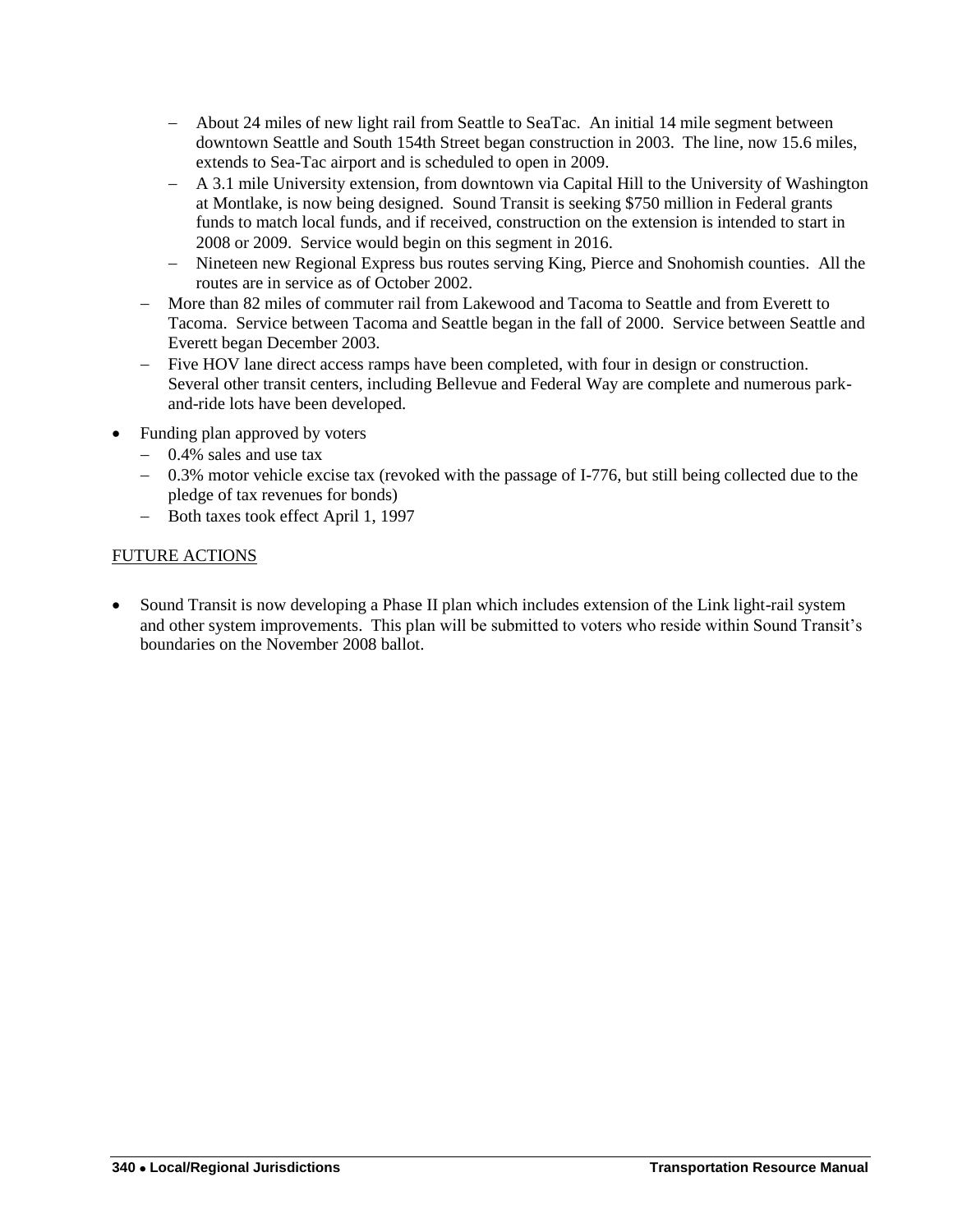- About 24 miles of new light rail from Seattle to SeaTac. An initial 14 mile segment between downtown Seattle and South 154th Street began construction in 2003. The line, now 15.6 miles, extends to Sea-Tac airport and is scheduled to open in 2009.
  - A 3.1 mile University extension, from downtown via Capital Hill to the University of Washington at Montlake, is now being designed. Sound Transit is seeking $750 million in Federal grants funds to match local funds, and if received, construction on the extension is intended to start in 2008 or 2009. Service would begin on this segment in 2016.
  - Nineteen new Regional Express bus routes serving King, Pierce and Snohomish counties. All the routes are in service as of October 2002.
- More than 82 miles of commuter rail from Lakewood and Tacoma to Seattle and from Everett to Tacoma. Service between Tacoma and Seattle began in the fall of 2000. Service between Seattle and Everett began December 2003.
- Five HOV lane direct access ramps have been completed, with four in design or construction. Several other transit centers, including Bellevue and Federal Way are complete and numerous park-and-ride lots have been developed.

- Funding plan approved by voters
  - 0.4% sales and use tax
  - 0.3% motor vehicle excise tax (revoked with the passage of I-776, but still being collected due to the pledge of tax revenues for bonds)
  - Both taxes took effect April 1, 1997

<u>FUTURE ACTIONS</u>

- Sound Transit is now developing a Phase II plan which includes extension of the Link light-rail system and other system improvements. This plan will be submitted to voters who reside within Sound Transit's boundaries on the November 2008 ballot.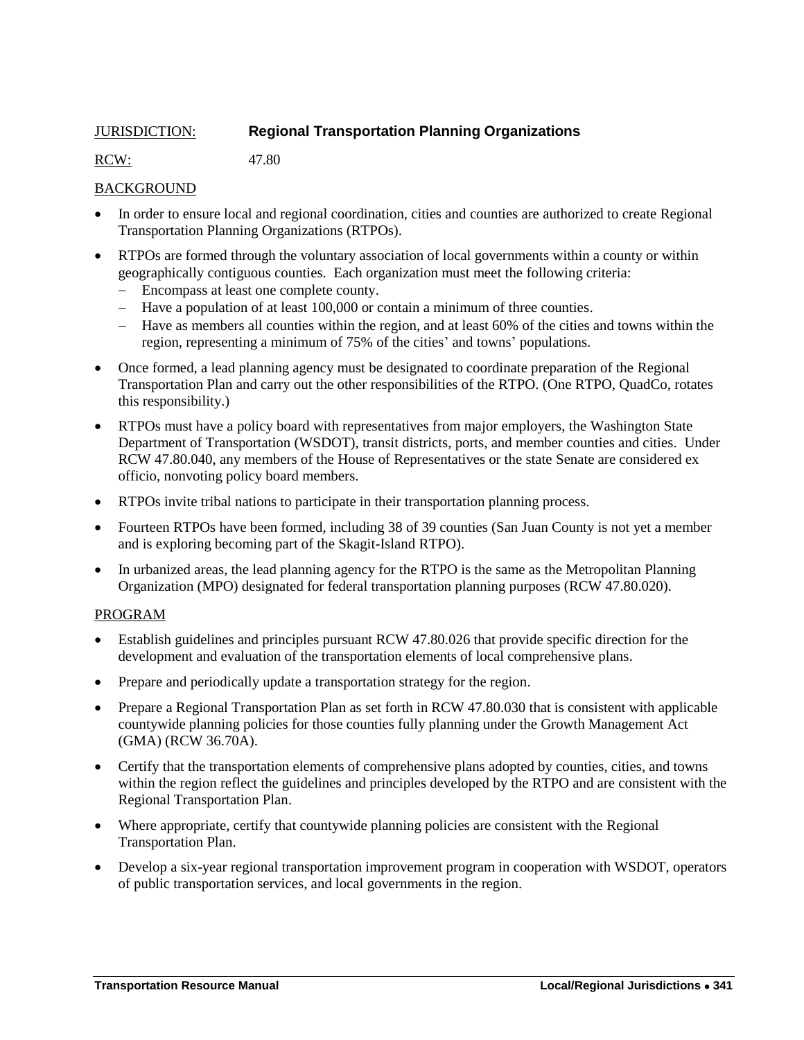JURISDICTION: **Regional Transportation Planning Organizations**

RCW: 47.80

BACKGROUND

- In order to ensure local and regional coordination, cities and counties are authorized to create Regional Transportation Planning Organizations (RTPOs).
- RTPOs are formed through the voluntary association of local governments within a county or within geographically contiguous counties. Each organization must meet the following criteria:
  - Encompass at least one complete county.
  - Have a population of at least 100,000 or contain a minimum of three counties.
  - Have as members all counties within the region, and at least 60% of the cities and towns within the region, representing a minimum of 75% of the cities' and towns' populations.
- Once formed, a lead planning agency must be designated to coordinate preparation of the Regional Transportation Plan and carry out the other responsibilities of the RTPO. (One RTPO, QuadCo, rotates this responsibility.)
- RTPOs must have a policy board with representatives from major employers, the Washington State Department of Transportation (WSDOT), transit districts, ports, and member counties and cities. Under RCW 47.80.040, any members of the House of Representatives or the state Senate are considered ex officio, nonvoting policy board members.
- RTPOs invite tribal nations to participate in their transportation planning process.
- Fourteen RTPOs have been formed, including 38 of 39 counties (San Juan County is not yet a member and is exploring becoming part of the Skagit-Island RTPO).
- In urbanized areas, the lead planning agency for the RTPO is the same as the Metropolitan Planning Organization (MPO) designated for federal transportation planning purposes (RCW 47.80.020).

PROGRAM

- Establish guidelines and principles pursuant RCW 47.80.026 that provide specific direction for the development and evaluation of the transportation elements of local comprehensive plans.
- Prepare and periodically update a transportation strategy for the region.
- Prepare a Regional Transportation Plan as set forth in RCW 47.80.030 that is consistent with applicable countywide planning policies for those counties fully planning under the Growth Management Act (GMA) (RCW 36.70A).
- Certify that the transportation elements of comprehensive plans adopted by counties, cities, and towns within the region reflect the guidelines and principles developed by the RTPO and are consistent with the Regional Transportation Plan.
- Where appropriate, certify that countywide planning policies are consistent with the Regional Transportation Plan.
- Develop a six-year regional transportation improvement program in cooperation with WSDOT, operators of public transportation services, and local governments in the region.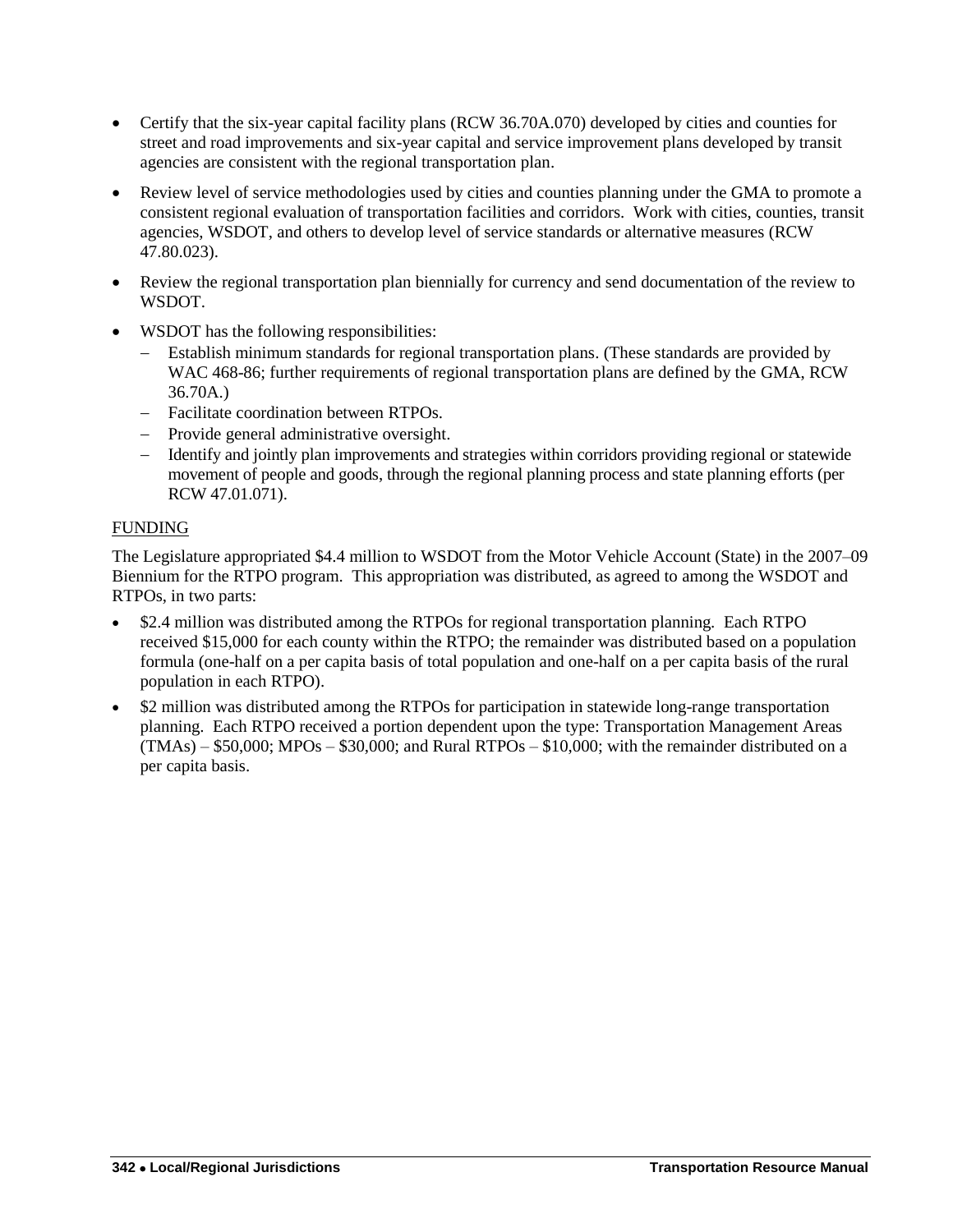- Certify that the six-year capital facility plans (RCW 36.70A.070) developed by cities and counties for street and road improvements and six-year capital and service improvement plans developed by transit agencies are consistent with the regional transportation plan.
- Review level of service methodologies used by cities and counties planning under the GMA to promote a consistent regional evaluation of transportation facilities and corridors. Work with cities, counties, transit agencies, WSDOT, and others to develop level of service standards or alternative measures (RCW 47.80.023).
- Review the regional transportation plan biennially for currency and send documentation of the review to WSDOT.
- WSDOT has the following responsibilities:
  - Establish minimum standards for regional transportation plans. (These standards are provided by WAC 468-86; further requirements of regional transportation plans are defined by the GMA, RCW 36.70A.)
  - Facilitate coordination between RTPOs.
  - Provide general administrative oversight.
  - Identify and jointly plan improvements and strategies within corridors providing regional or statewide movement of people and goods, through the regional planning process and state planning efforts (per RCW 47.01.071).

## FUNDING

The Legislature appropriated $4.4 million to WSDOT from the Motor Vehicle Account (State) in the 2007–09 Biennium for the RTPO program. This appropriation was distributed, as agreed to among the WSDOT and RTPOs, in two parts:

- $2.4 million was distributed among the RTPOs for regional transportation planning. Each RTPO received $15,000 for each county within the RTPO; the remainder was distributed based on a population formula (one-half on a per capita basis of total population and one-half on a per capita basis of the rural population in each RTPO).
- $2 million was distributed among the RTPOs for participation in statewide long-range transportation planning. Each RTPO received a portion dependent upon the type: Transportation Management Areas (TMAs) – $50,000; MPOs – $30,000; and Rural RTPOs – $10,000; with the remainder distributed on a per capita basis.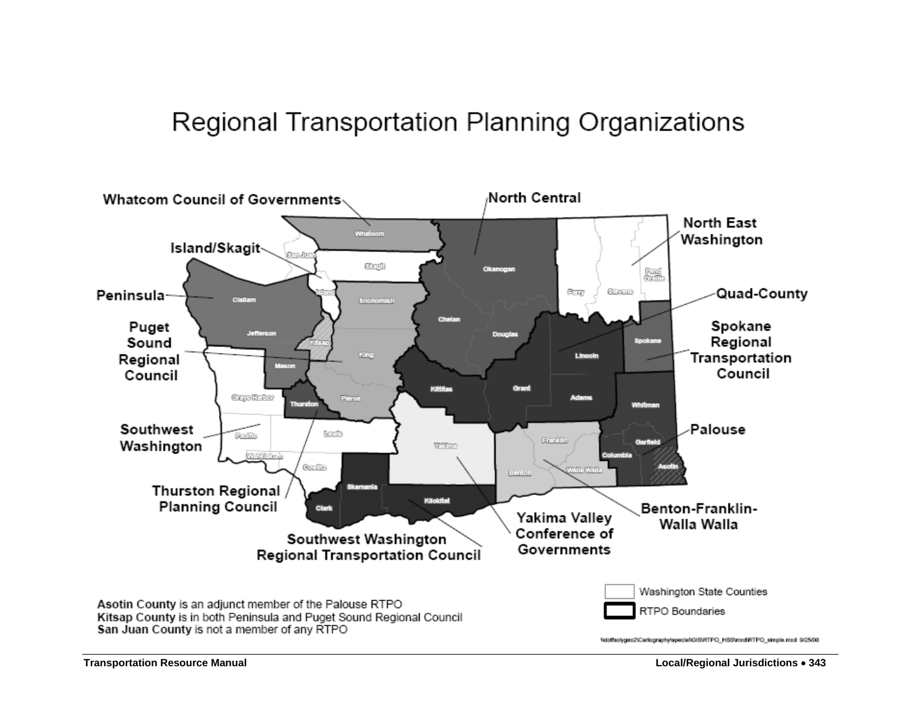# Regional Transportation Planning Organizations

Whatcom Council of Governments

North Central

Island/Skagit

North East Washington

Peninsula

Quad-County

Puget Sound Regional Council

Spokane Regional Transportation Council

Southwest Washington

Palouse

Thurston Regional Planning Council

Benton-Franklin-Walla Walla

Yakima Valley Conference of Governments

Southwest Washington Regional Transportation Council

Whatcom, San Juan, Skagit, Island, Snohomish, Clallam, Jefferson, Kitsap, King, Mason, Grays Harbor, Thurston, Pierce, Pacific, Lewis, Wahkiakum, Cowlitz, Skamania, Clark, Klickitat, Okanogan, Chelan, Douglas, Kittitas, Yakima, Grant, Ferry, Stevens, Pend Oreille, Lincoln, Spokane, Adams, Whitman, Franklin, Benton, Walla Walla, Columbia, Garfield, Asotin

**Asotin County** is an adjunct member of the Palouse RTPO
**Kitsap County** is in both Peninsula and Puget Sound Regional Council
**San Juan County** is not a member of any RTPO

Washington State Counties

RTPO Boundaries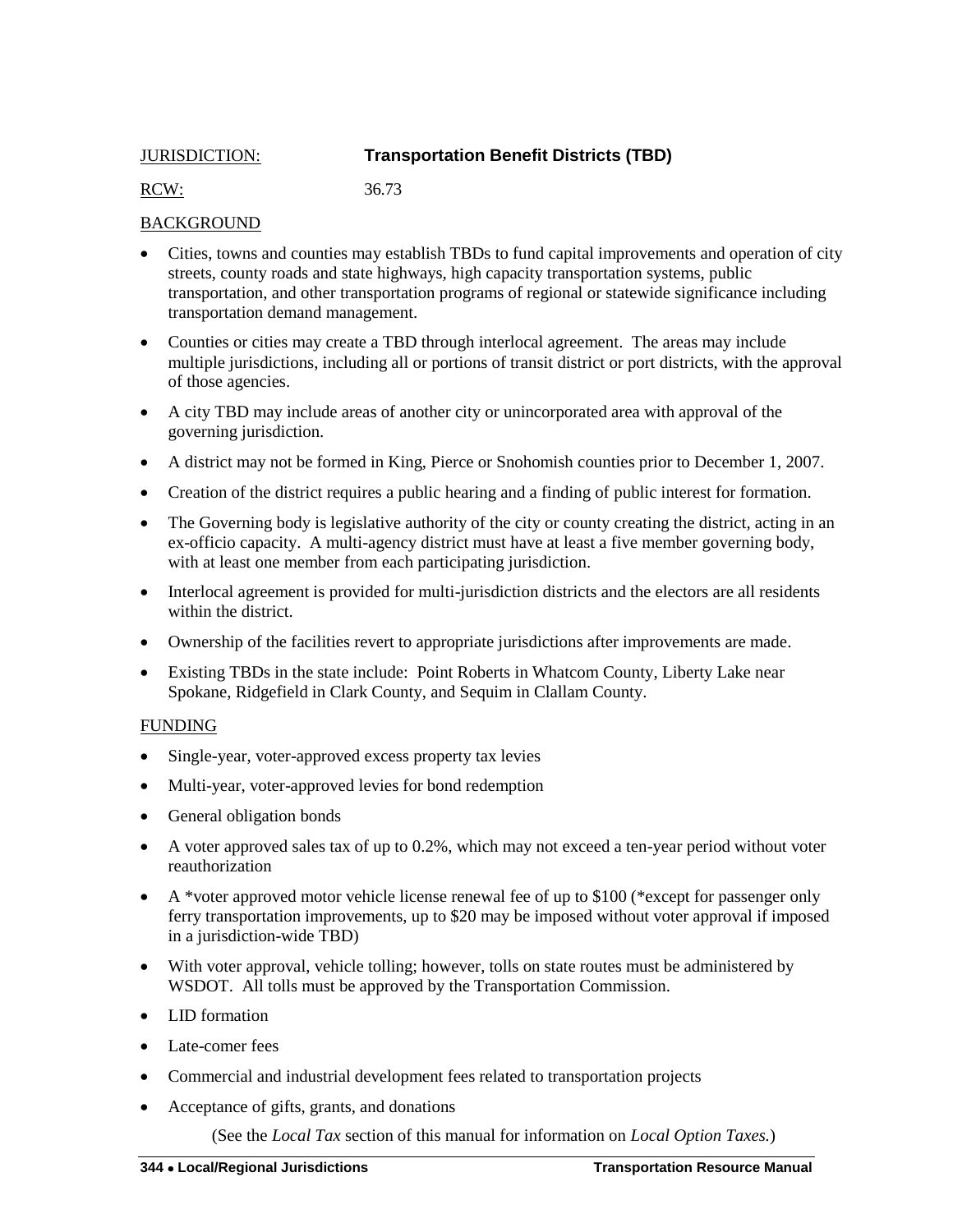JURISDICTION: **Transportation Benefit Districts (TBD)**

RCW: 36.73

BACKGROUND

- Cities, towns and counties may establish TBDs to fund capital improvements and operation of city streets, county roads and state highways, high capacity transportation systems, public transportation, and other transportation programs of regional or statewide significance including transportation demand management.
- Counties or cities may create a TBD through interlocal agreement. The areas may include multiple jurisdictions, including all or portions of transit district or port districts, with the approval of those agencies.
- A city TBD may include areas of another city or unincorporated area with approval of the governing jurisdiction.
- A district may not be formed in King, Pierce or Snohomish counties prior to December 1, 2007.
- Creation of the district requires a public hearing and a finding of public interest for formation.
- The Governing body is legislative authority of the city or county creating the district, acting in an ex-officio capacity. A multi-agency district must have at least a five member governing body, with at least one member from each participating jurisdiction.
- Interlocal agreement is provided for multi-jurisdiction districts and the electors are all residents within the district.
- Ownership of the facilities revert to appropriate jurisdictions after improvements are made.
- Existing TBDs in the state include: Point Roberts in Whatcom County, Liberty Lake near Spokane, Ridgefield in Clark County, and Sequim in Clallam County.

FUNDING

- Single-year, voter-approved excess property tax levies
- Multi-year, voter-approved levies for bond redemption
- General obligation bonds
- A voter approved sales tax of up to 0.2%, which may not exceed a ten-year period without voter reauthorization
- A *voter approved motor vehicle license renewal fee of up to $100 (*except for passenger only ferry transportation improvements, up to $20 may be imposed without voter approval if imposed in a jurisdiction-wide TBD)
- With voter approval, vehicle tolling; however, tolls on state routes must be administered by WSDOT. All tolls must be approved by the Transportation Commission.
- LID formation
- Late-comer fees
- Commercial and industrial development fees related to transportation projects
- Acceptance of gifts, grants, and donations

(See the *Local Tax* section of this manual for information on *Local Option Taxes.*)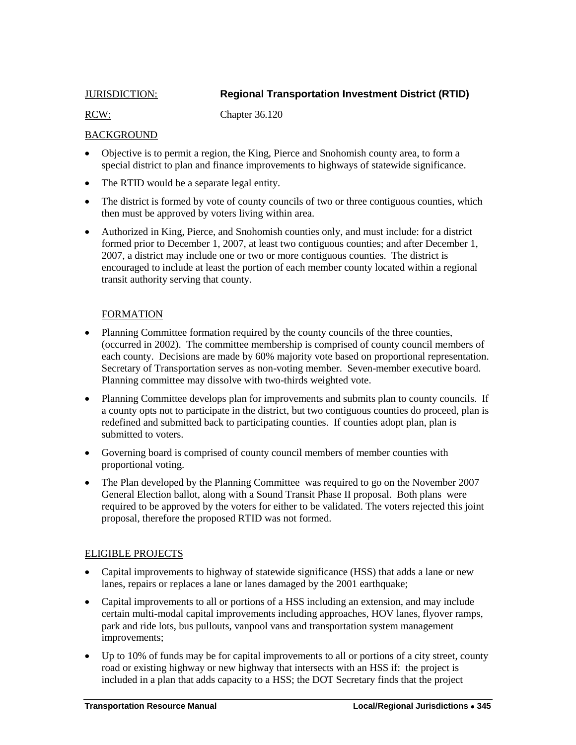JURISDICTION: **Regional Transportation Investment District (RTID)**

RCW: Chapter 36.120

BACKGROUND

- Objective is to permit a region, the King, Pierce and Snohomish county area, to form a special district to plan and finance improvements to highways of statewide significance.
- The RTID would be a separate legal entity.
- The district is formed by vote of county councils of two or three contiguous counties, which then must be approved by voters living within area.
- Authorized in King, Pierce, and Snohomish counties only, and must include: for a district formed prior to December 1, 2007, at least two contiguous counties; and after December 1, 2007, a district may include one or two or more contiguous counties. The district is encouraged to include at least the portion of each member county located within a regional transit authority serving that county.

FORMATION

- Planning Committee formation required by the county councils of the three counties, (occurred in 2002). The committee membership is comprised of county council members of each county. Decisions are made by 60% majority vote based on proportional representation. Secretary of Transportation serves as non-voting member. Seven-member executive board. Planning committee may dissolve with two-thirds weighted vote.
- Planning Committee develops plan for improvements and submits plan to county councils. If a county opts not to participate in the district, but two contiguous counties do proceed, plan is redefined and submitted back to participating counties. If counties adopt plan, plan is submitted to voters.
- Governing board is comprised of county council members of member counties with proportional voting.
- The Plan developed by the Planning Committee was required to go on the November 2007 General Election ballot, along with a Sound Transit Phase II proposal. Both plans were required to be approved by the voters for either to be validated. The voters rejected this joint proposal, therefore the proposed RTID was not formed.

ELIGIBLE PROJECTS

- Capital improvements to highway of statewide significance (HSS) that adds a lane or new lanes, repairs or replaces a lane or lanes damaged by the 2001 earthquake;
- Capital improvements to all or portions of a HSS including an extension, and may include certain multi-modal capital improvements including approaches, HOV lanes, flyover ramps, park and ride lots, bus pullouts, vanpool vans and transportation system management improvements;
- Up to 10% of funds may be for capital improvements to all or portions of a city street, county road or existing highway or new highway that intersects with an HSS if: the project is included in a plan that adds capacity to a HSS; the DOT Secretary finds that the project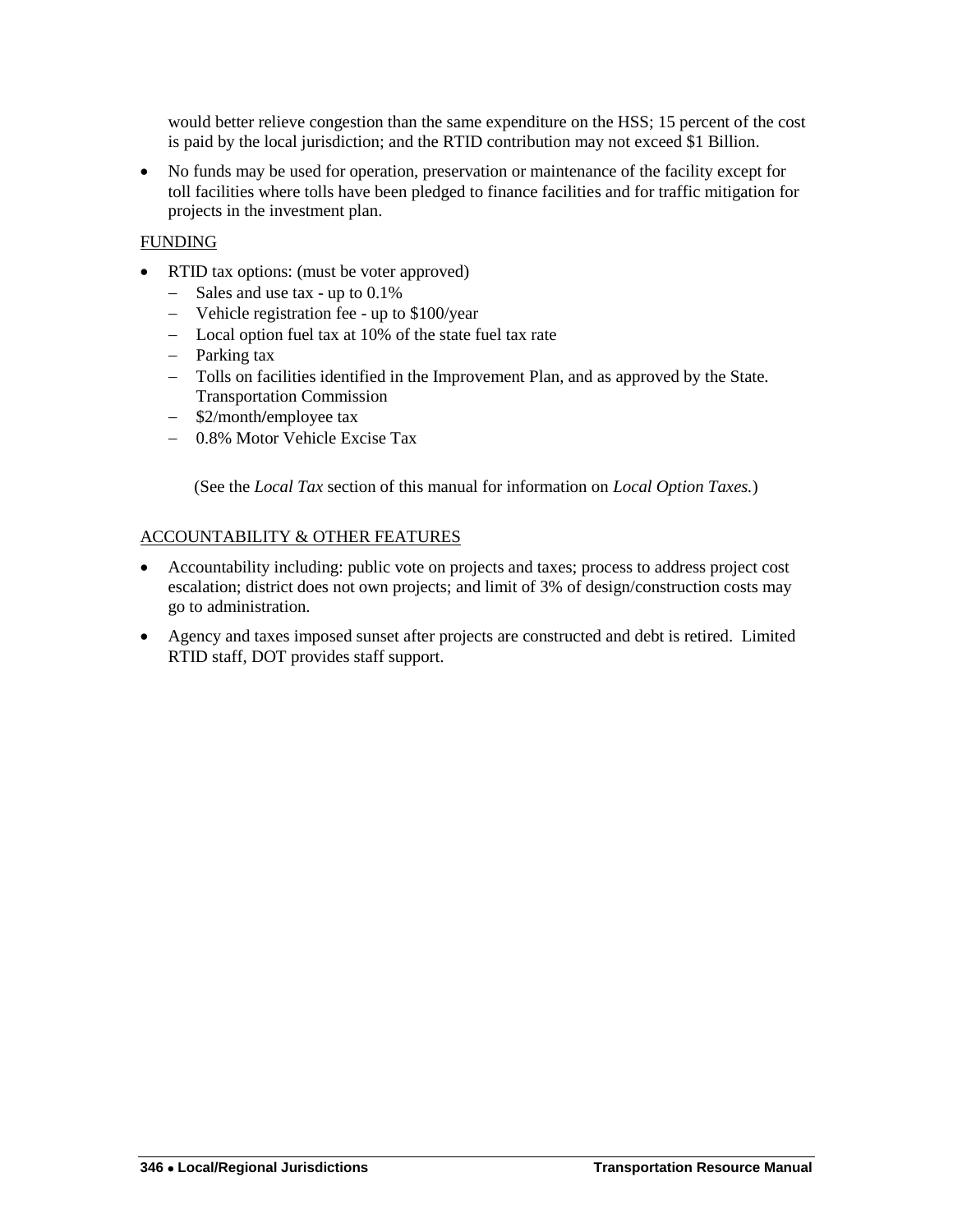would better relieve congestion than the same expenditure on the HSS; 15 percent of the cost is paid by the local jurisdiction; and the RTID contribution may not exceed $1 Billion.

- No funds may be used for operation, preservation or maintenance of the facility except for toll facilities where tolls have been pledged to finance facilities and for traffic mitigation for projects in the investment plan.

<u>FUNDING</u>

- RTID tax options: (must be voter approved)
  - Sales and use tax - up to 0.1%
  - Vehicle registration fee - up to $100/year
  - Local option fuel tax at 10% of the state fuel tax rate
  - Parking tax
  - Tolls on facilities identified in the Improvement Plan, and as approved by the State. Transportation Commission
  - $2/month/employee tax
  - 0.8% Motor Vehicle Excise Tax

(See the *Local Tax* section of this manual for information on *Local Option Taxes.*)

<u>ACCOUNTABILITY & OTHER FEATURES</u>

- Accountability including: public vote on projects and taxes; process to address project cost escalation; district does not own projects; and limit of 3% of design/construction costs may go to administration.
- Agency and taxes imposed sunset after projects are constructed and debt is retired. Limited RTID staff, DOT provides staff support.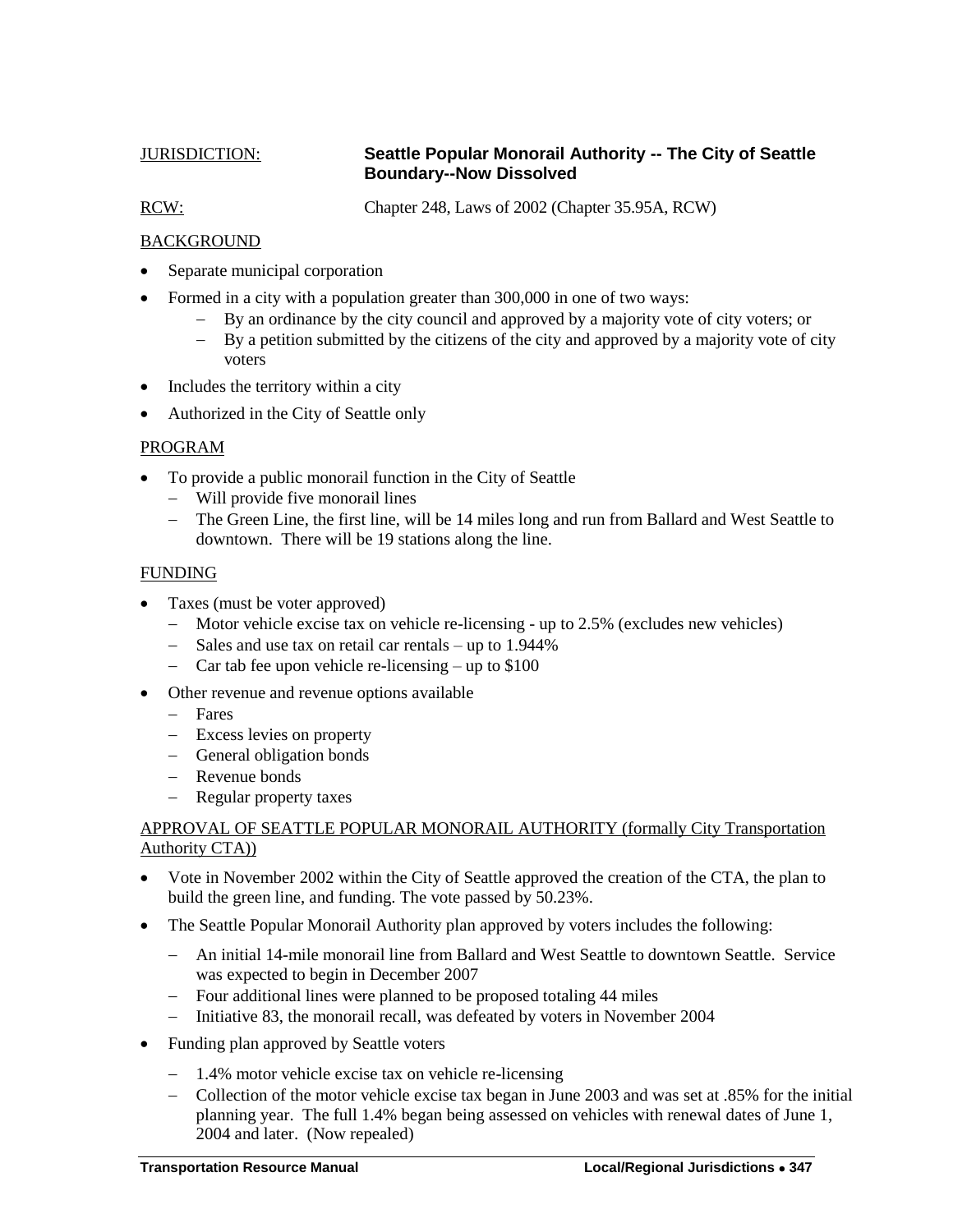JURISDICTION: **Seattle Popular Monorail Authority -- The City of Seattle Boundary--Now Dissolved**

RCW: Chapter 248, Laws of 2002 (Chapter 35.95A, RCW)

BACKGROUND

- Separate municipal corporation
- Formed in a city with a population greater than 300,000 in one of two ways:
  - By an ordinance by the city council and approved by a majority vote of city voters; or
  - By a petition submitted by the citizens of the city and approved by a majority vote of city voters
- Includes the territory within a city
- Authorized in the City of Seattle only

PROGRAM

- To provide a public monorail function in the City of Seattle
  - Will provide five monorail lines
  - The Green Line, the first line, will be 14 miles long and run from Ballard and West Seattle to downtown. There will be 19 stations along the line.

FUNDING

- Taxes (must be voter approved)
  - Motor vehicle excise tax on vehicle re-licensing - up to 2.5% (excludes new vehicles)
  - Sales and use tax on retail car rentals – up to 1.944%
  - Car tab fee upon vehicle re-licensing – up to $100
- Other revenue and revenue options available
  - Fares
  - Excess levies on property
  - General obligation bonds
  - Revenue bonds
  - Regular property taxes

APPROVAL OF SEATTLE POPULAR MONORAIL AUTHORITY (formally City Transportation Authority CTA))

- Vote in November 2002 within the City of Seattle approved the creation of the CTA, the plan to build the green line, and funding. The vote passed by 50.23%.
- The Seattle Popular Monorail Authority plan approved by voters includes the following:
  - An initial 14-mile monorail line from Ballard and West Seattle to downtown Seattle. Service was expected to begin in December 2007
  - Four additional lines were planned to be proposed totaling 44 miles
  - Initiative 83, the monorail recall, was defeated by voters in November 2004
- Funding plan approved by Seattle voters
  - 1.4% motor vehicle excise tax on vehicle re-licensing
  - Collection of the motor vehicle excise tax began in June 2003 and was set at .85% for the initial planning year. The full 1.4% began being assessed on vehicles with renewal dates of June 1, 2004 and later. (Now repealed)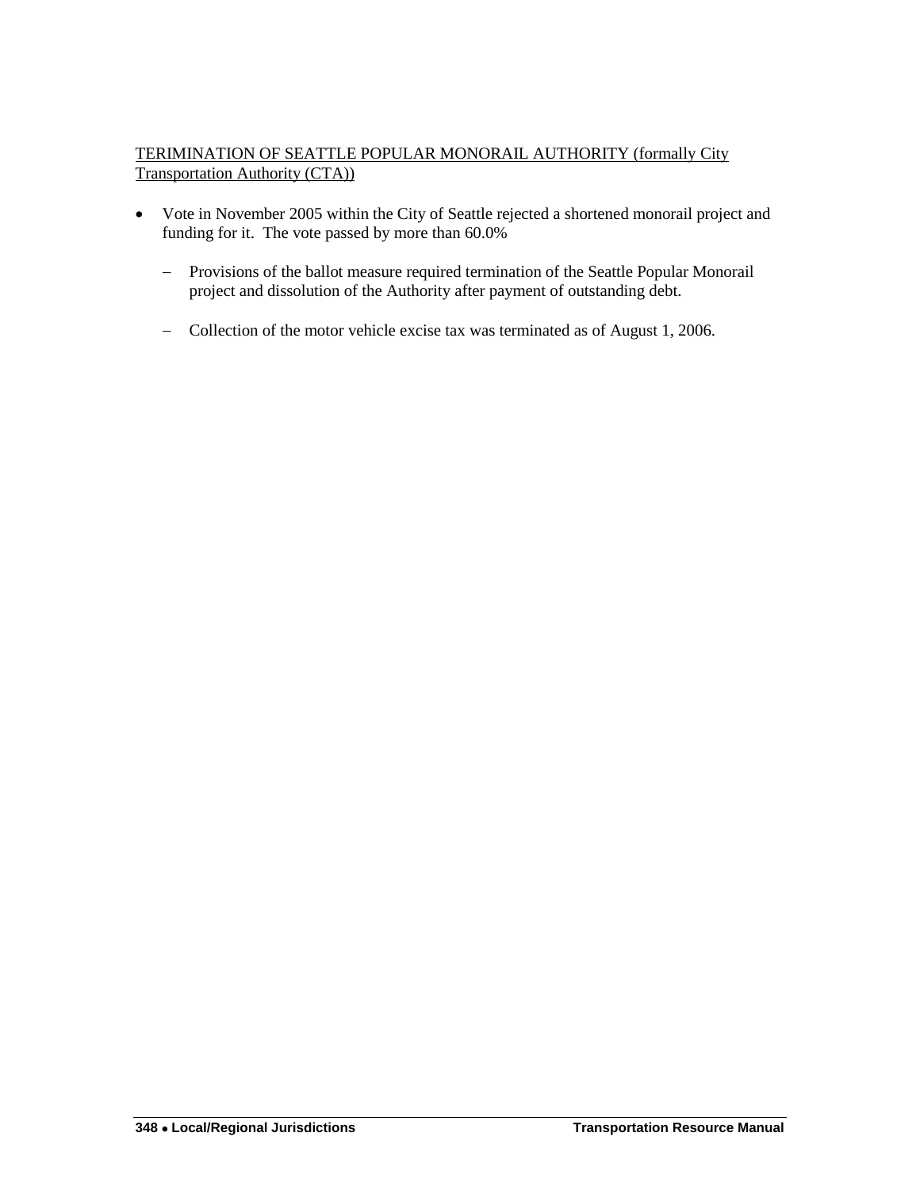TERIMINATION OF SEATTLE POPULAR MONORAIL AUTHORITY (formally City Transportation Authority (CTA))

- Vote in November 2005 within the City of Seattle rejected a shortened monorail project and funding for it. The vote passed by more than 60.0%
  - Provisions of the ballot measure required termination of the Seattle Popular Monorail project and dissolution of the Authority after payment of outstanding debt.
  - Collection of the motor vehicle excise tax was terminated as of August 1, 2006.